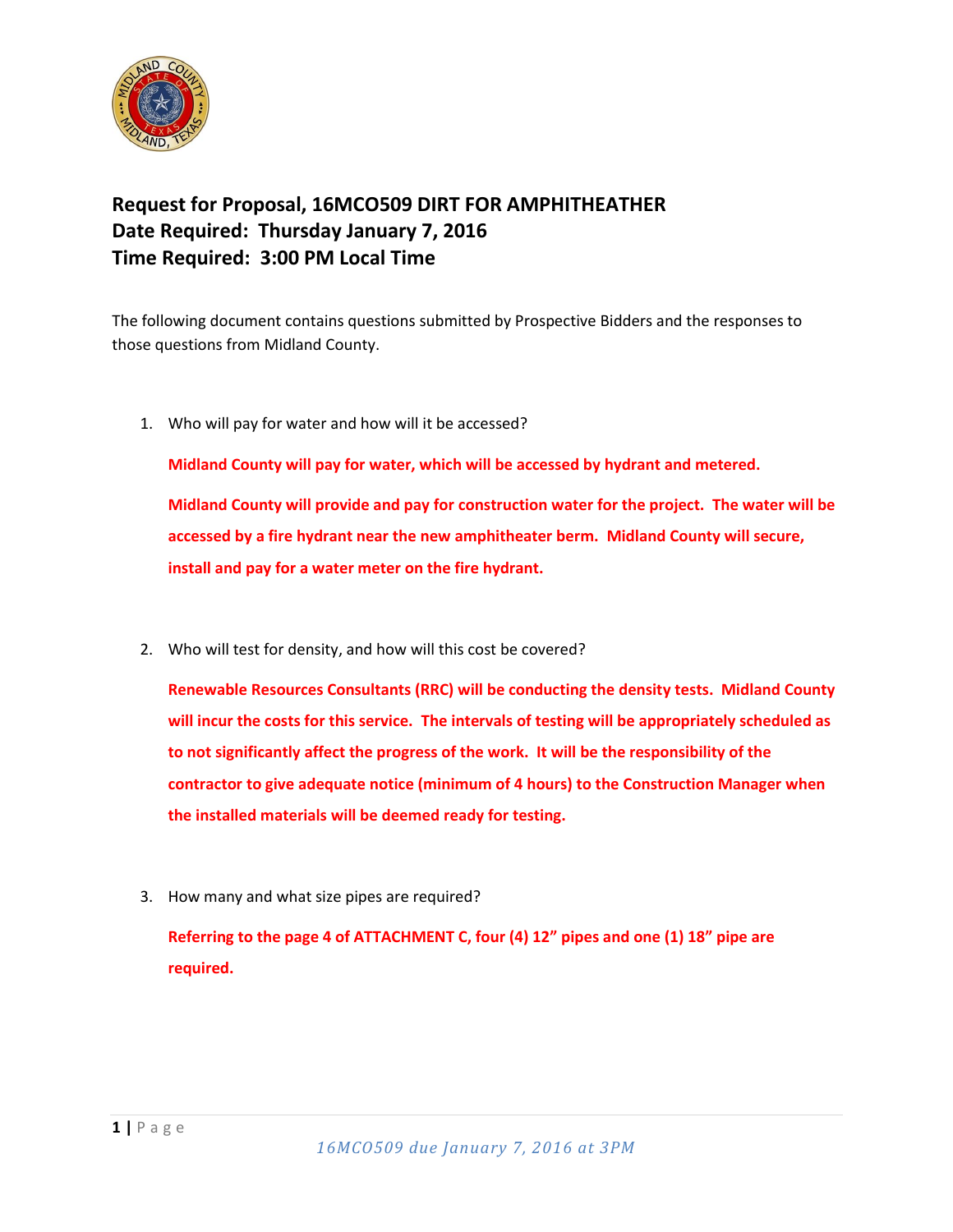# Request for Proposal, 16MCO509 DIRT FOR AMPHITHEATHER
# Date Required: Thursday January 7, 2016
# Time Required: 3:00 PM Local Time

The following document contains questions submitted by Prospective Bidders and the responses to those questions from Midland County.

1. Who will pay for water and how will it be accessed?

   **Midland County will pay for water, which will be accessed by hydrant and metered.**

   **Midland County will provide and pay for construction water for the project. The water will be accessed by a fire hydrant near the new amphitheater berm. Midland County will secure, install and pay for a water meter on the fire hydrant.**

2. Who will test for density, and how will this cost be covered?

   **Renewable Resources Consultants (RRC) will be conducting the density tests. Midland County will incur the costs for this service. The intervals of testing will be appropriately scheduled as to not significantly affect the progress of the work. It will be the responsibility of the contractor to give adequate notice (minimum of 4 hours) to the Construction Manager when the installed materials will be deemed ready for testing.**

3. How many and what size pipes are required?

   **Referring to the page 4 of ATTACHMENT C, four (4) 12" pipes and one (1) 18" pipe are required.**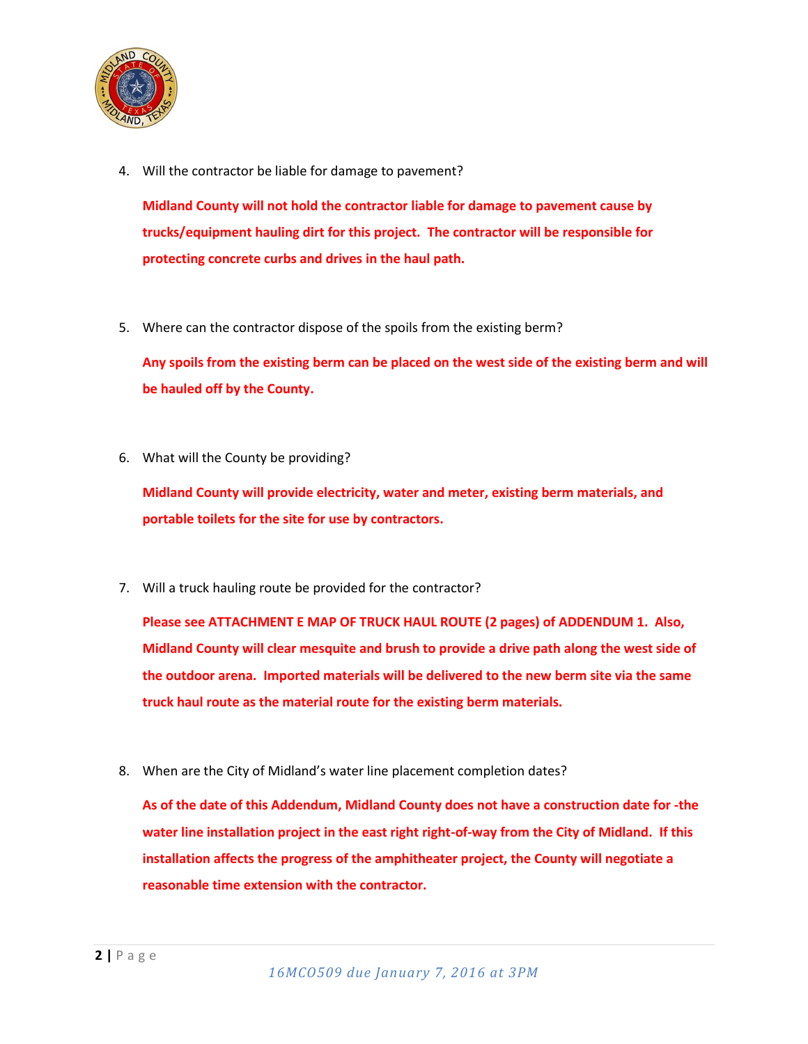4. Will the contractor be liable for damage to pavement?

   **Midland County will not hold the contractor liable for damage to pavement cause by trucks/equipment hauling dirt for this project. The contractor will be responsible for protecting concrete curbs and drives in the haul path.**

5. Where can the contractor dispose of the spoils from the existing berm?

   **Any spoils from the existing berm can be placed on the west side of the existing berm and will be hauled off by the County.**

6. What will the County be providing?

   **Midland County will provide electricity, water and meter, existing berm materials, and portable toilets for the site for use by contractors.**

7. Will a truck hauling route be provided for the contractor?

   **Please see ATTACHMENT E MAP OF TRUCK HAUL ROUTE (2 pages) of ADDENDUM 1. Also, Midland County will clear mesquite and brush to provide a drive path along the west side of the outdoor arena. Imported materials will be delivered to the new berm site via the same truck haul route as the material route for the existing berm materials.**

8. When are the City of Midland's water line placement completion dates?

   **As of the date of this Addendum, Midland County does not have a construction date for -the water line installation project in the east right right-of-way from the City of Midland. If this installation affects the progress of the amphitheater project, the County will negotiate a reasonable time extension with the contractor.**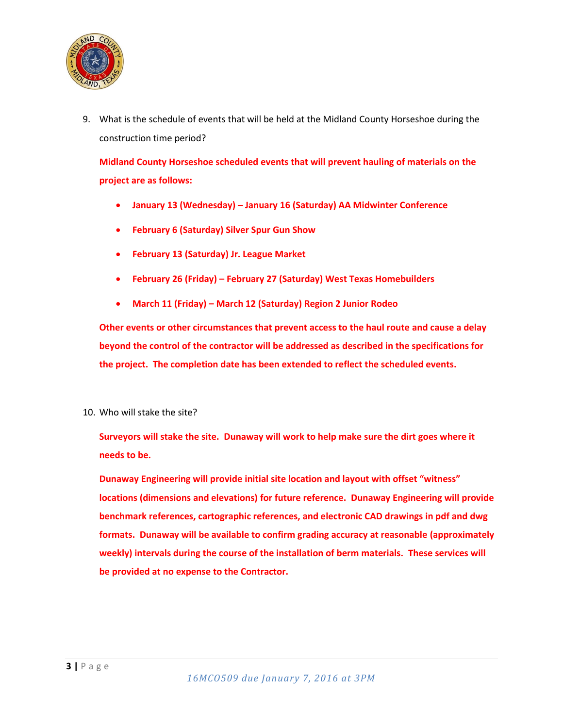9. What is the schedule of events that will be held at the Midland County Horseshoe during the construction time period?

   **Midland County Horseshoe scheduled events that will prevent hauling of materials on the project are as follows:**

   - **January 13 (Wednesday) – January 16 (Saturday) AA Midwinter Conference**
   - **February 6 (Saturday) Silver Spur Gun Show**
   - **February 13 (Saturday) Jr. League Market**
   - **February 26 (Friday) – February 27 (Saturday) West Texas Homebuilders**
   - **March 11 (Friday) – March 12 (Saturday) Region 2 Junior Rodeo**

   **Other events or other circumstances that prevent access to the haul route and cause a delay beyond the control of the contractor will be addressed as described in the specifications for the project. The completion date has been extended to reflect the scheduled events.**

10. Who will stake the site?

    **Surveyors will stake the site. Dunaway will work to help make sure the dirt goes where it needs to be.**

    **Dunaway Engineering will provide initial site location and layout with offset "witness" locations (dimensions and elevations) for future reference. Dunaway Engineering will provide benchmark references, cartographic references, and electronic CAD drawings in pdf and dwg formats. Dunaway will be available to confirm grading accuracy at reasonable (approximately weekly) intervals during the course of the installation of berm materials. These services will be provided at no expense to the Contractor.**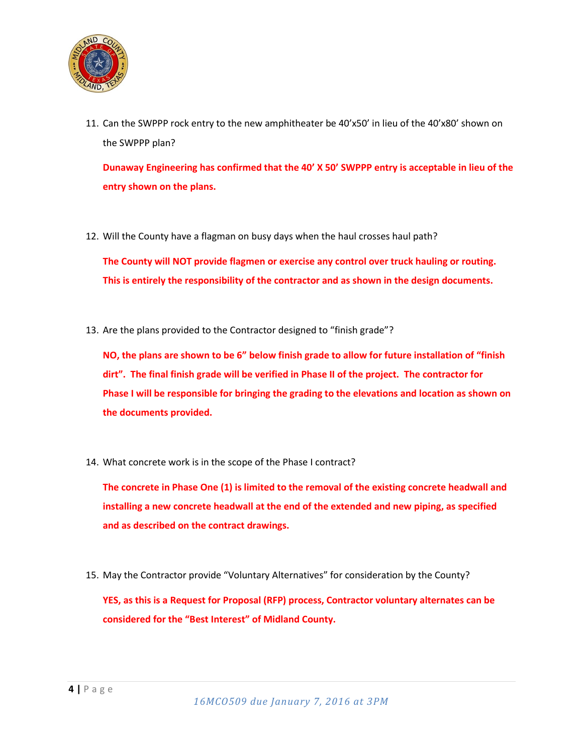11. Can the SWPPP rock entry to the new amphitheater be 40'x50' in lieu of the 40'x80' shown on the SWPPP plan?

    **Dunaway Engineering has confirmed that the 40' X 50' SWPPP entry is acceptable in lieu of the entry shown on the plans.**

12. Will the County have a flagman on busy days when the haul crosses haul path?

    **The County will NOT provide flagmen or exercise any control over truck hauling or routing. This is entirely the responsibility of the contractor and as shown in the design documents.**

13. Are the plans provided to the Contractor designed to "finish grade"?

    **NO, the plans are shown to be 6" below finish grade to allow for future installation of "finish dirt". The final finish grade will be verified in Phase II of the project. The contractor for Phase I will be responsible for bringing the grading to the elevations and location as shown on the documents provided.**

14. What concrete work is in the scope of the Phase I contract?

    **The concrete in Phase One (1) is limited to the removal of the existing concrete headwall and installing a new concrete headwall at the end of the extended and new piping, as specified and as described on the contract drawings.**

15. May the Contractor provide "Voluntary Alternatives" for consideration by the County?

    **YES, as this is a Request for Proposal (RFP) process, Contractor voluntary alternates can be considered for the "Best Interest" of Midland County.**